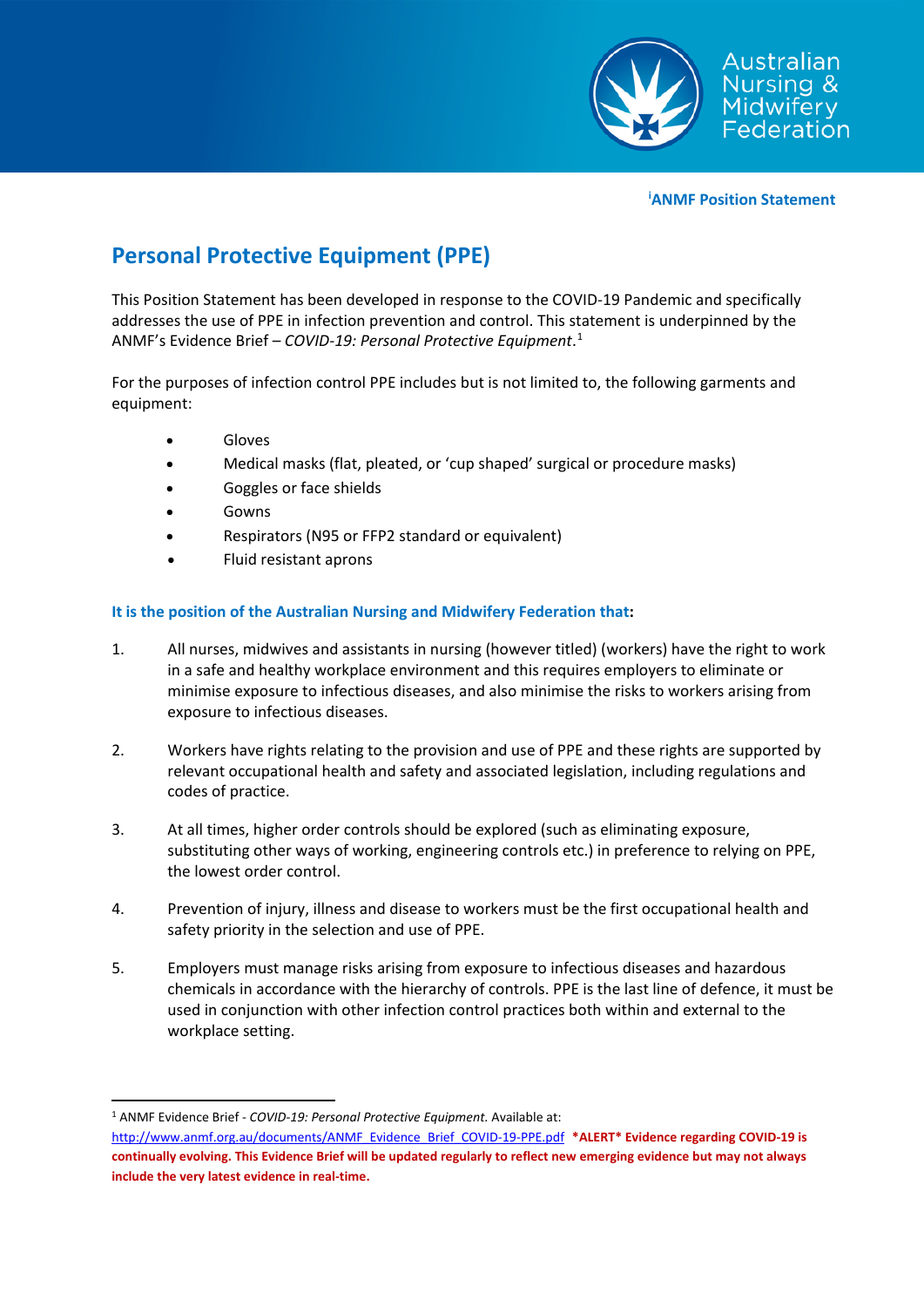[i]ANMF Position Statement

# Personal Protective Equipment (PPE)

This Position Statement has been developed in response to the COVID-19 Pandemic and specifically addresses the use of PPE in infection prevention and control. This statement is underpinned by the ANMF's Evidence Brief – *COVID-19: Personal Protective Equipment*.[1]

For the purposes of infection control PPE includes but is not limited to, the following garments and equipment:

- Gloves
- Medical masks (flat, pleated, or 'cup shaped' surgical or procedure masks)
- Goggles or face shields
- Gowns
- Respirators (N95 or FFP2 standard or equivalent)
- Fluid resistant aprons

**It is the position of the Australian Nursing and Midwifery Federation that:**

1. All nurses, midwives and assistants in nursing (however titled) (workers) have the right to work in a safe and healthy workplace environment and this requires employers to eliminate or minimise exposure to infectious diseases, and also minimise the risks to workers arising from exposure to infectious diseases.

2. Workers have rights relating to the provision and use of PPE and these rights are supported by relevant occupational health and safety and associated legislation, including regulations and codes of practice.

3. At all times, higher order controls should be explored (such as eliminating exposure, substituting other ways of working, engineering controls etc.) in preference to relying on PPE, the lowest order control.

4. Prevention of injury, illness and disease to workers must be the first occupational health and safety priority in the selection and use of PPE.

5. Employers must manage risks arising from exposure to infectious diseases and hazardous chemicals in accordance with the hierarchy of controls. PPE is the last line of defence, it must be used in conjunction with other infection control practices both within and external to the workplace setting.

---

[1] ANMF Evidence Brief - *COVID-19: Personal Protective Equipment.* Available at: http://www.anmf.org.au/documents/ANMF_Evidence_Brief_COVID-19-PPE.pdf **\*ALERT\* Evidence regarding COVID-19 is continually evolving. This Evidence Brief will be updated regularly to reflect new emerging evidence but may not always include the very latest evidence in real-time.**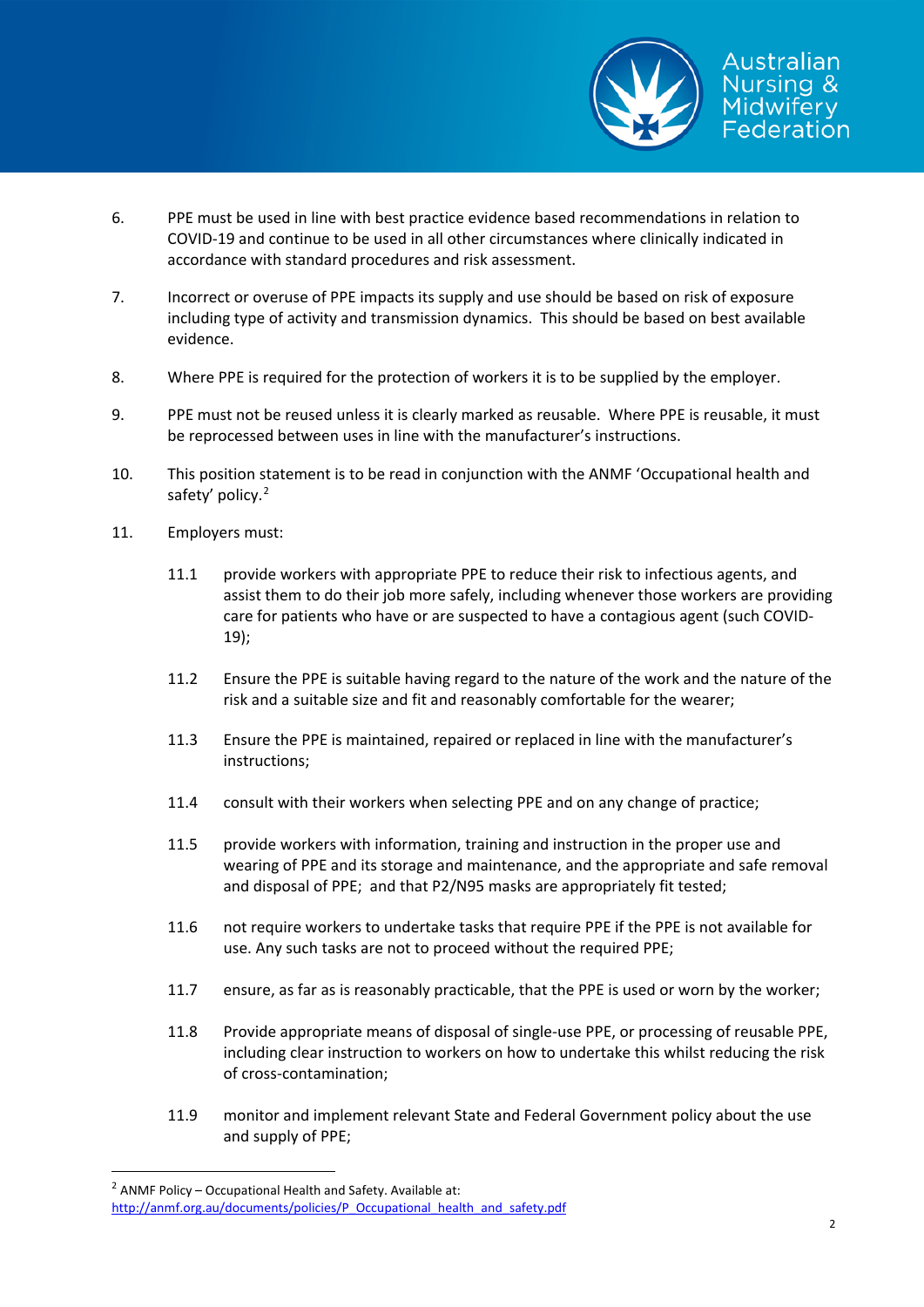6. PPE must be used in line with best practice evidence based recommendations in relation to COVID-19 and continue to be used in all other circumstances where clinically indicated in accordance with standard procedures and risk assessment.

7. Incorrect or overuse of PPE impacts its supply and use should be based on risk of exposure including type of activity and transmission dynamics. This should be based on best available evidence.

8. Where PPE is required for the protection of workers it is to be supplied by the employer.

9. PPE must not be reused unless it is clearly marked as reusable. Where PPE is reusable, it must be reprocessed between uses in line with the manufacturer's instructions.

10. This position statement is to be read in conjunction with the ANMF 'Occupational health and safety' policy.[2]

11. Employers must:

    11.1 provide workers with appropriate PPE to reduce their risk to infectious agents, and assist them to do their job more safely, including whenever those workers are providing care for patients who have or are suspected to have a contagious agent (such COVID-19);

    11.2 Ensure the PPE is suitable having regard to the nature of the work and the nature of the risk and a suitable size and fit and reasonably comfortable for the wearer;

    11.3 Ensure the PPE is maintained, repaired or replaced in line with the manufacturer's instructions;

    11.4 consult with their workers when selecting PPE and on any change of practice;

    11.5 provide workers with information, training and instruction in the proper use and wearing of PPE and its storage and maintenance, and the appropriate and safe removal and disposal of PPE; and that P2/N95 masks are appropriately fit tested;

    11.6 not require workers to undertake tasks that require PPE if the PPE is not available for use. Any such tasks are not to proceed without the required PPE;

    11.7 ensure, as far as is reasonably practicable, that the PPE is used or worn by the worker;

    11.8 Provide appropriate means of disposal of single-use PPE, or processing of reusable PPE, including clear instruction to workers on how to undertake this whilst reducing the risk of cross-contamination;

    11.9 monitor and implement relevant State and Federal Government policy about the use and supply of PPE;

---

[2] ANMF Policy – Occupational Health and Safety. Available at: http://anmf.org.au/documents/policies/P_Occupational_health_and_safety.pdf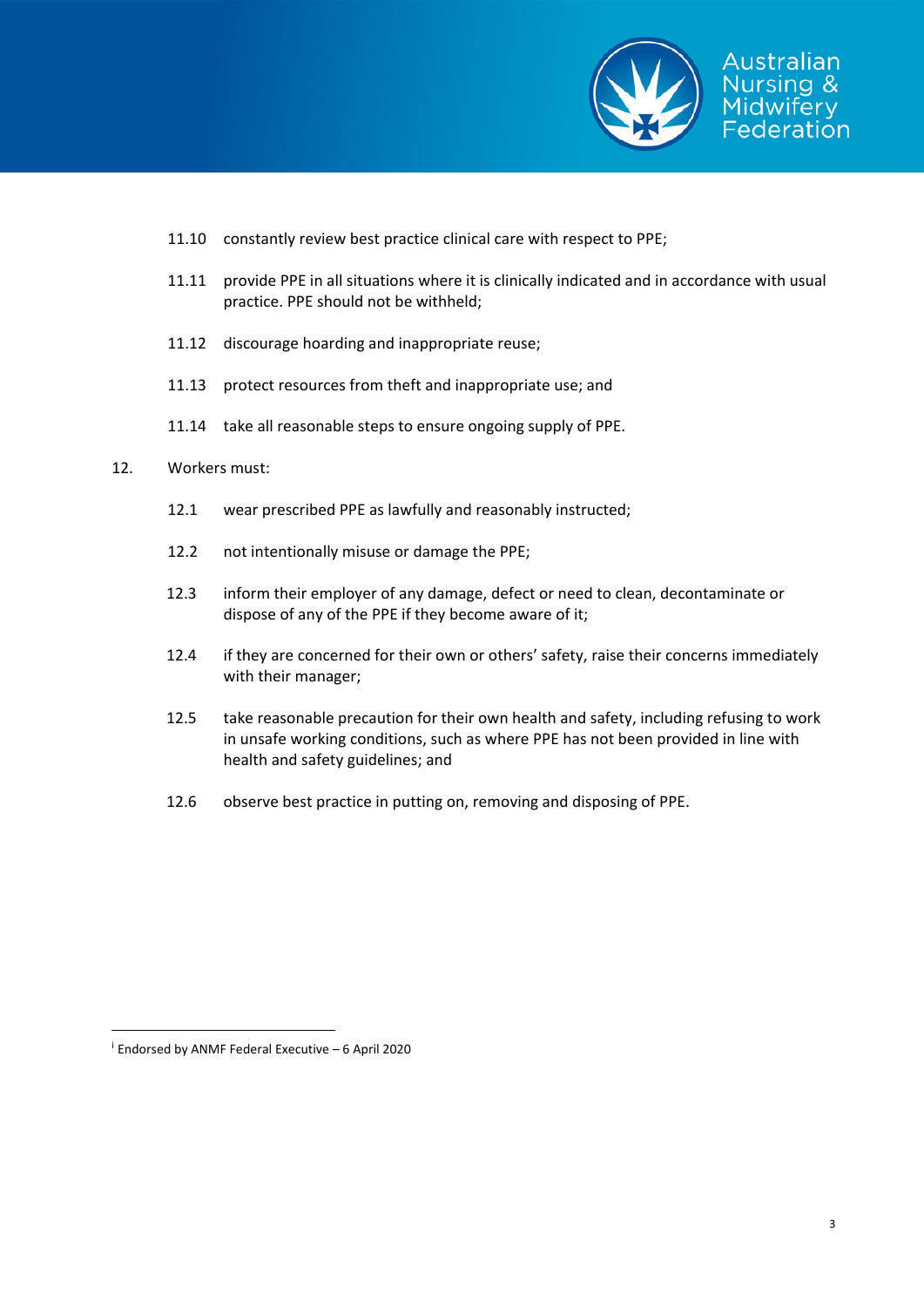11.10 constantly review best practice clinical care with respect to PPE;

11.11 provide PPE in all situations where it is clinically indicated and in accordance with usual practice. PPE should not be withheld;

11.12 discourage hoarding and inappropriate reuse;

11.13 protect resources from theft and inappropriate use; and

11.14 take all reasonable steps to ensure ongoing supply of PPE.

12. Workers must:

12.1 wear prescribed PPE as lawfully and reasonably instructed;

12.2 not intentionally misuse or damage the PPE;

12.3 inform their employer of any damage, defect or need to clean, decontaminate or dispose of any of the PPE if they become aware of it;

12.4 if they are concerned for their own or others' safety, raise their concerns immediately with their manager;

12.5 take reasonable precaution for their own health and safety, including refusing to work in unsafe working conditions, such as where PPE has not been provided in line with health and safety guidelines; and

12.6 observe best practice in putting on, removing and disposing of PPE.

---

[i] Endorsed by ANMF Federal Executive – 6 April 2020